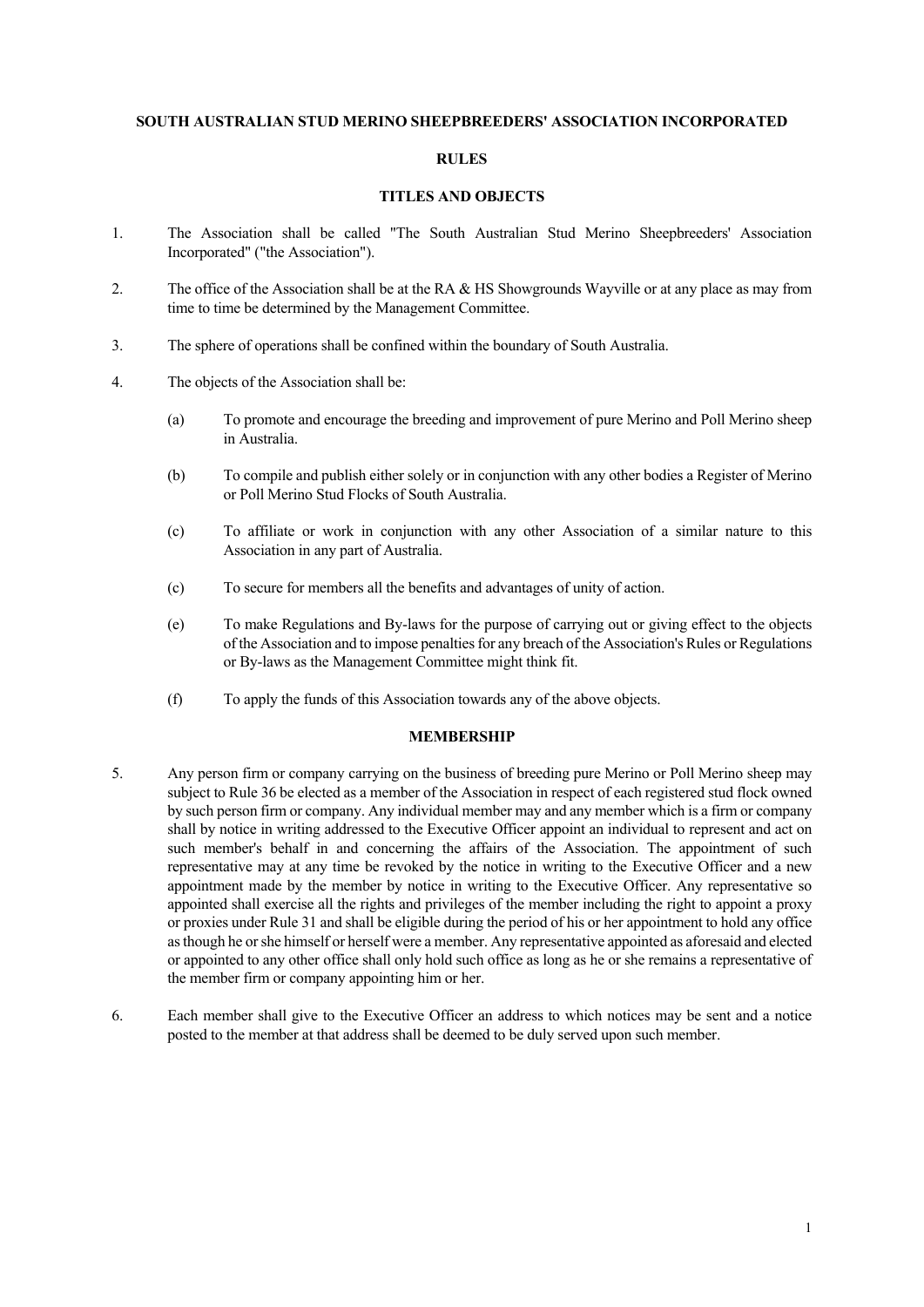**SOUTH AUSTRALIAN STUD MERINO SHEEPBREEDERS' ASSOCIATION INCORPORATED**

**RULES**

**TITLES AND OBJECTS**

1. The Association shall be called "The South Australian Stud Merino Sheepbreeders' Association Incorporated" ("the Association").

2. The office of the Association shall be at the RA & HS Showgrounds Wayville or at any place as may from time to time be determined by the Management Committee.

3. The sphere of operations shall be confined within the boundary of South Australia.

4. The objects of the Association shall be:

   (a) To promote and encourage the breeding and improvement of pure Merino and Poll Merino sheep in Australia.

   (b) To compile and publish either solely or in conjunction with any other bodies a Register of Merino or Poll Merino Stud Flocks of South Australia.

   (c) To affiliate or work in conjunction with any other Association of a similar nature to this Association in any part of Australia.

   (c) To secure for members all the benefits and advantages of unity of action.

   (e) To make Regulations and By-laws for the purpose of carrying out or giving effect to the objects of the Association and to impose penalties for any breach of the Association's Rules or Regulations or By-laws as the Management Committee might think fit.

   (f) To apply the funds of this Association towards any of the above objects.

**MEMBERSHIP**

5. Any person firm or company carrying on the business of breeding pure Merino or Poll Merino sheep may subject to Rule 36 be elected as a member of the Association in respect of each registered stud flock owned by such person firm or company. Any individual member may and any member which is a firm or company shall by notice in writing addressed to the Executive Officer appoint an individual to represent and act on such member's behalf in and concerning the affairs of the Association. The appointment of such representative may at any time be revoked by the notice in writing to the Executive Officer and a new appointment made by the member by notice in writing to the Executive Officer. Any representative so appointed shall exercise all the rights and privileges of the member including the right to appoint a proxy or proxies under Rule 31 and shall be eligible during the period of his or her appointment to hold any office as though he or she himself or herself were a member. Any representative appointed as aforesaid and elected or appointed to any other office shall only hold such office as long as he or she remains a representative of the member firm or company appointing him or her.

6. Each member shall give to the Executive Officer an address to which notices may be sent and a notice posted to the member at that address shall be deemed to be duly served upon such member.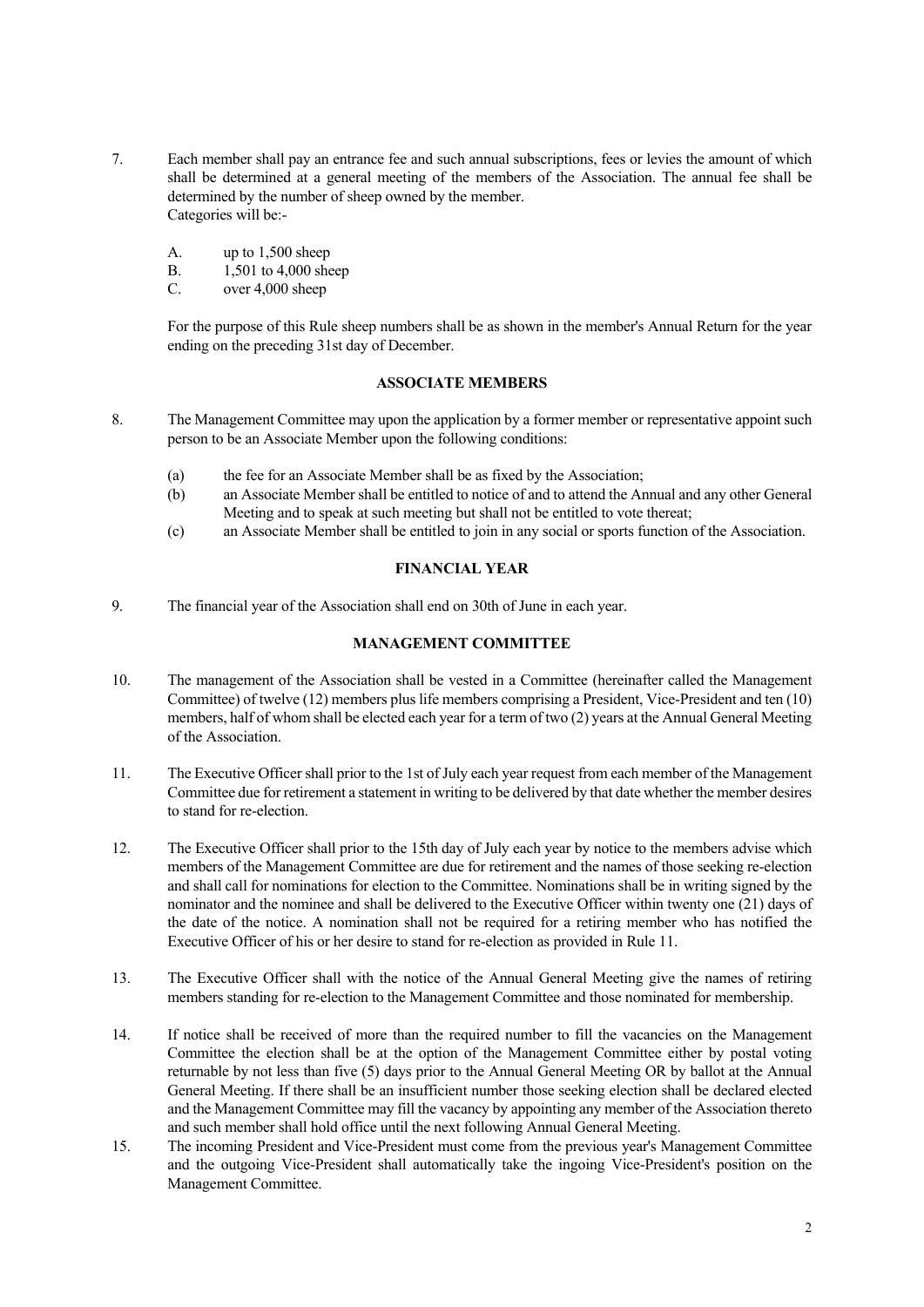7. Each member shall pay an entrance fee and such annual subscriptions, fees or levies the amount of which shall be determined at a general meeting of the members of the Association. The annual fee shall be determined by the number of sheep owned by the member.
Categories will be:-

   A. up to 1,500 sheep
   B. 1,501 to 4,000 sheep
   C. over 4,000 sheep

   For the purpose of this Rule sheep numbers shall be as shown in the member's Annual Return for the year ending on the preceding 31st day of December.

## ASSOCIATE MEMBERS

8. The Management Committee may upon the application by a former member or representative appoint such person to be an Associate Member upon the following conditions:

   (a) the fee for an Associate Member shall be as fixed by the Association;
   (b) an Associate Member shall be entitled to notice of and to attend the Annual and any other General Meeting and to speak at such meeting but shall not be entitled to vote thereat;
   (c) an Associate Member shall be entitled to join in any social or sports function of the Association.

## FINANCIAL YEAR

9. The financial year of the Association shall end on 30th of June in each year.

## MANAGEMENT COMMITTEE

10. The management of the Association shall be vested in a Committee (hereinafter called the Management Committee) of twelve (12) members plus life members comprising a President, Vice-President and ten (10) members, half of whom shall be elected each year for a term of two (2) years at the Annual General Meeting of the Association.

11. The Executive Officer shall prior to the 1st of July each year request from each member of the Management Committee due for retirement a statement in writing to be delivered by that date whether the member desires to stand for re-election.

12. The Executive Officer shall prior to the 15th day of July each year by notice to the members advise which members of the Management Committee are due for retirement and the names of those seeking re-election and shall call for nominations for election to the Committee. Nominations shall be in writing signed by the nominator and the nominee and shall be delivered to the Executive Officer within twenty one (21) days of the date of the notice. A nomination shall not be required for a retiring member who has notified the Executive Officer of his or her desire to stand for re-election as provided in Rule 11.

13. The Executive Officer shall with the notice of the Annual General Meeting give the names of retiring members standing for re-election to the Management Committee and those nominated for membership.

14. If notice shall be received of more than the required number to fill the vacancies on the Management Committee the election shall be at the option of the Management Committee either by postal voting returnable by not less than five (5) days prior to the Annual General Meeting OR by ballot at the Annual General Meeting. If there shall be an insufficient number those seeking election shall be declared elected and the Management Committee may fill the vacancy by appointing any member of the Association thereto and such member shall hold office until the next following Annual General Meeting.

15. The incoming President and Vice-President must come from the previous year's Management Committee and the outgoing Vice-President shall automatically take the ingoing Vice-President's position on the Management Committee.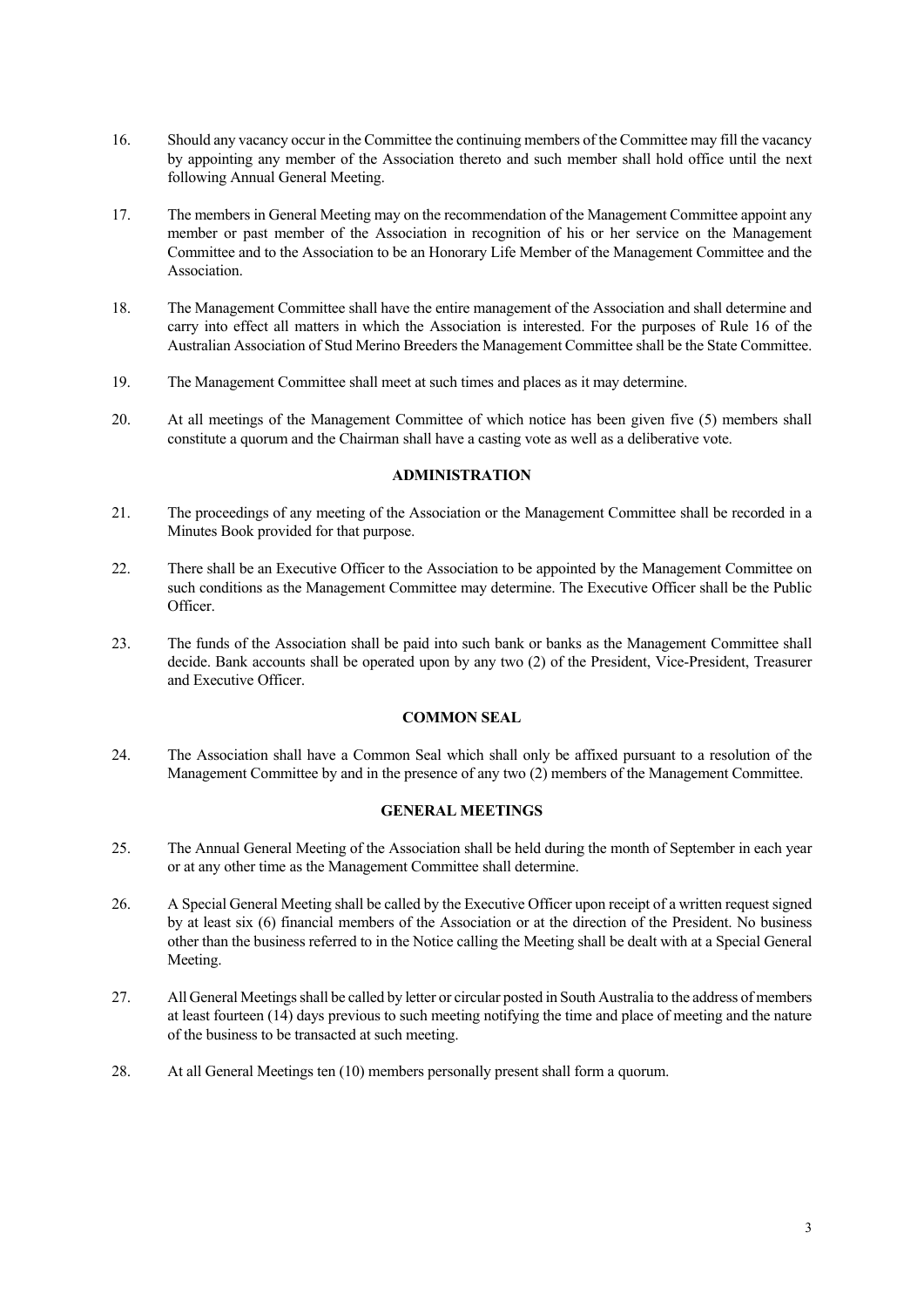16. Should any vacancy occur in the Committee the continuing members of the Committee may fill the vacancy by appointing any member of the Association thereto and such member shall hold office until the next following Annual General Meeting.

17. The members in General Meeting may on the recommendation of the Management Committee appoint any member or past member of the Association in recognition of his or her service on the Management Committee and to the Association to be an Honorary Life Member of the Management Committee and the Association.

18. The Management Committee shall have the entire management of the Association and shall determine and carry into effect all matters in which the Association is interested. For the purposes of Rule 16 of the Australian Association of Stud Merino Breeders the Management Committee shall be the State Committee.

19. The Management Committee shall meet at such times and places as it may determine.

20. At all meetings of the Management Committee of which notice has been given five (5) members shall constitute a quorum and the Chairman shall have a casting vote as well as a deliberative vote.

**ADMINISTRATION**

21. The proceedings of any meeting of the Association or the Management Committee shall be recorded in a Minutes Book provided for that purpose.

22. There shall be an Executive Officer to the Association to be appointed by the Management Committee on such conditions as the Management Committee may determine. The Executive Officer shall be the Public Officer.

23. The funds of the Association shall be paid into such bank or banks as the Management Committee shall decide. Bank accounts shall be operated upon by any two (2) of the President, Vice-President, Treasurer and Executive Officer.

**COMMON SEAL**

24. The Association shall have a Common Seal which shall only be affixed pursuant to a resolution of the Management Committee by and in the presence of any two (2) members of the Management Committee.

**GENERAL MEETINGS**

25. The Annual General Meeting of the Association shall be held during the month of September in each year or at any other time as the Management Committee shall determine.

26. A Special General Meeting shall be called by the Executive Officer upon receipt of a written request signed by at least six (6) financial members of the Association or at the direction of the President. No business other than the business referred to in the Notice calling the Meeting shall be dealt with at a Special General Meeting.

27. All General Meetings shall be called by letter or circular posted in South Australia to the address of members at least fourteen (14) days previous to such meeting notifying the time and place of meeting and the nature of the business to be transacted at such meeting.

28. At all General Meetings ten (10) members personally present shall form a quorum.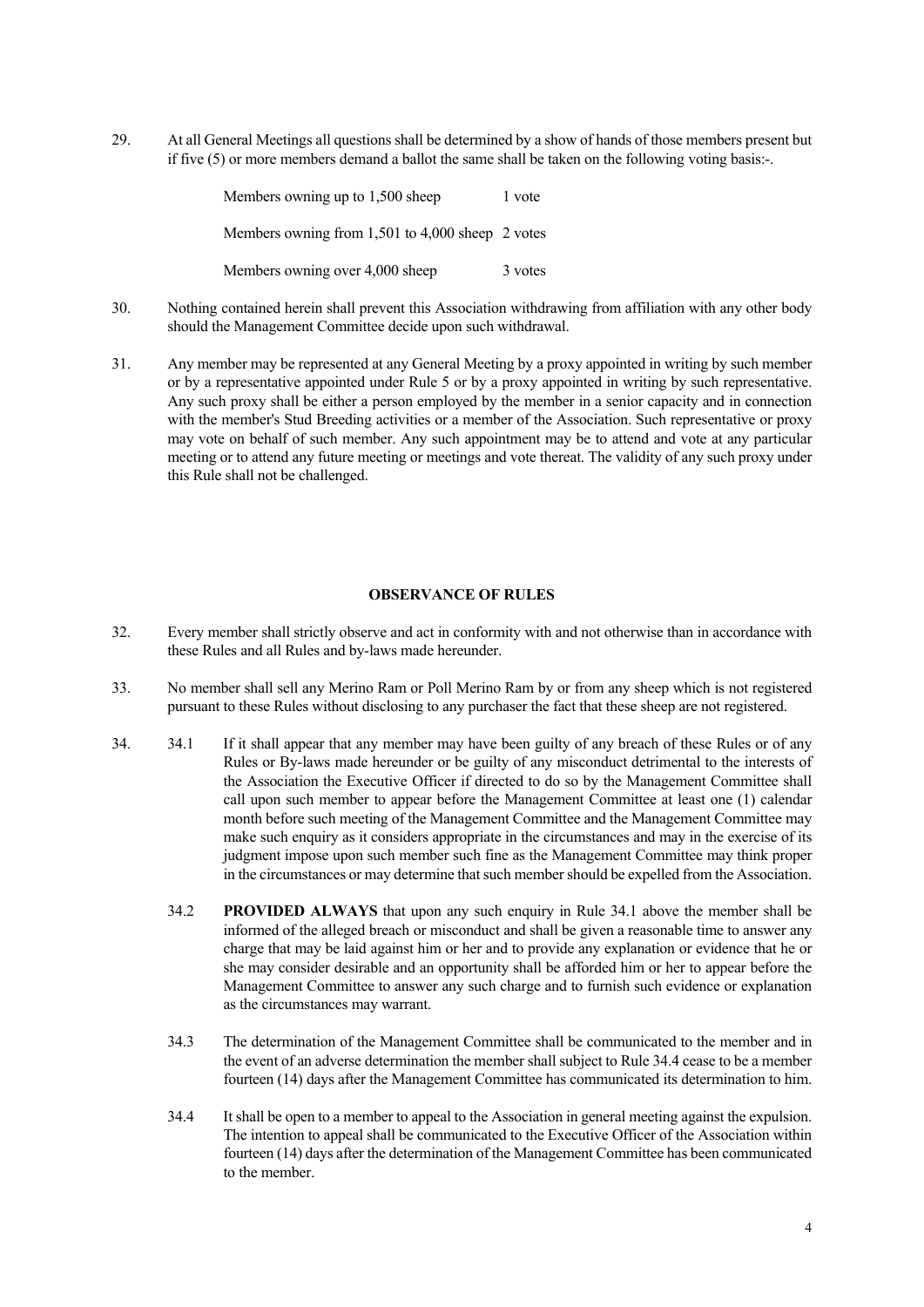29. At all General Meetings all questions shall be determined by a show of hands of those members present but if five (5) or more members demand a ballot the same shall be taken on the following voting basis:-.

| | |
|---|---|
| Members owning up to 1,500 sheep | 1 vote |
| Members owning from 1,501 to 4,000 sheep | 2 votes |
| Members owning over 4,000 sheep | 3 votes |

30. Nothing contained herein shall prevent this Association withdrawing from affiliation with any other body should the Management Committee decide upon such withdrawal.

31. Any member may be represented at any General Meeting by a proxy appointed in writing by such member or by a representative appointed under Rule 5 or by a proxy appointed in writing by such representative. Any such proxy shall be either a person employed by the member in a senior capacity and in connection with the member's Stud Breeding activities or a member of the Association. Such representative or proxy may vote on behalf of such member. Any such appointment may be to attend and vote at any particular meeting or to attend any future meeting or meetings and vote thereat. The validity of any such proxy under this Rule shall not be challenged.

## OBSERVANCE OF RULES

32. Every member shall strictly observe and act in conformity with and not otherwise than in accordance with these Rules and all Rules and by-laws made hereunder.

33. No member shall sell any Merino Ram or Poll Merino Ram by or from any sheep which is not registered pursuant to these Rules without disclosing to any purchaser the fact that these sheep are not registered.

34. 34.1 If it shall appear that any member may have been guilty of any breach of these Rules or of any Rules or By-laws made hereunder or be guilty of any misconduct detrimental to the interests of the Association the Executive Officer if directed to do so by the Management Committee shall call upon such member to appear before the Management Committee at least one (1) calendar month before such meeting of the Management Committee and the Management Committee may make such enquiry as it considers appropriate in the circumstances and may in the exercise of its judgment impose upon such member such fine as the Management Committee may think proper in the circumstances or may determine that such member should be expelled from the Association.

    34.2 **PROVIDED ALWAYS** that upon any such enquiry in Rule 34.1 above the member shall be informed of the alleged breach or misconduct and shall be given a reasonable time to answer any charge that may be laid against him or her and to provide any explanation or evidence that he or she may consider desirable and an opportunity shall be afforded him or her to appear before the Management Committee to answer any such charge and to furnish such evidence or explanation as the circumstances may warrant.

    34.3 The determination of the Management Committee shall be communicated to the member and in the event of an adverse determination the member shall subject to Rule 34.4 cease to be a member fourteen (14) days after the Management Committee has communicated its determination to him.

    34.4 It shall be open to a member to appeal to the Association in general meeting against the expulsion. The intention to appeal shall be communicated to the Executive Officer of the Association within fourteen (14) days after the determination of the Management Committee has been communicated to the member.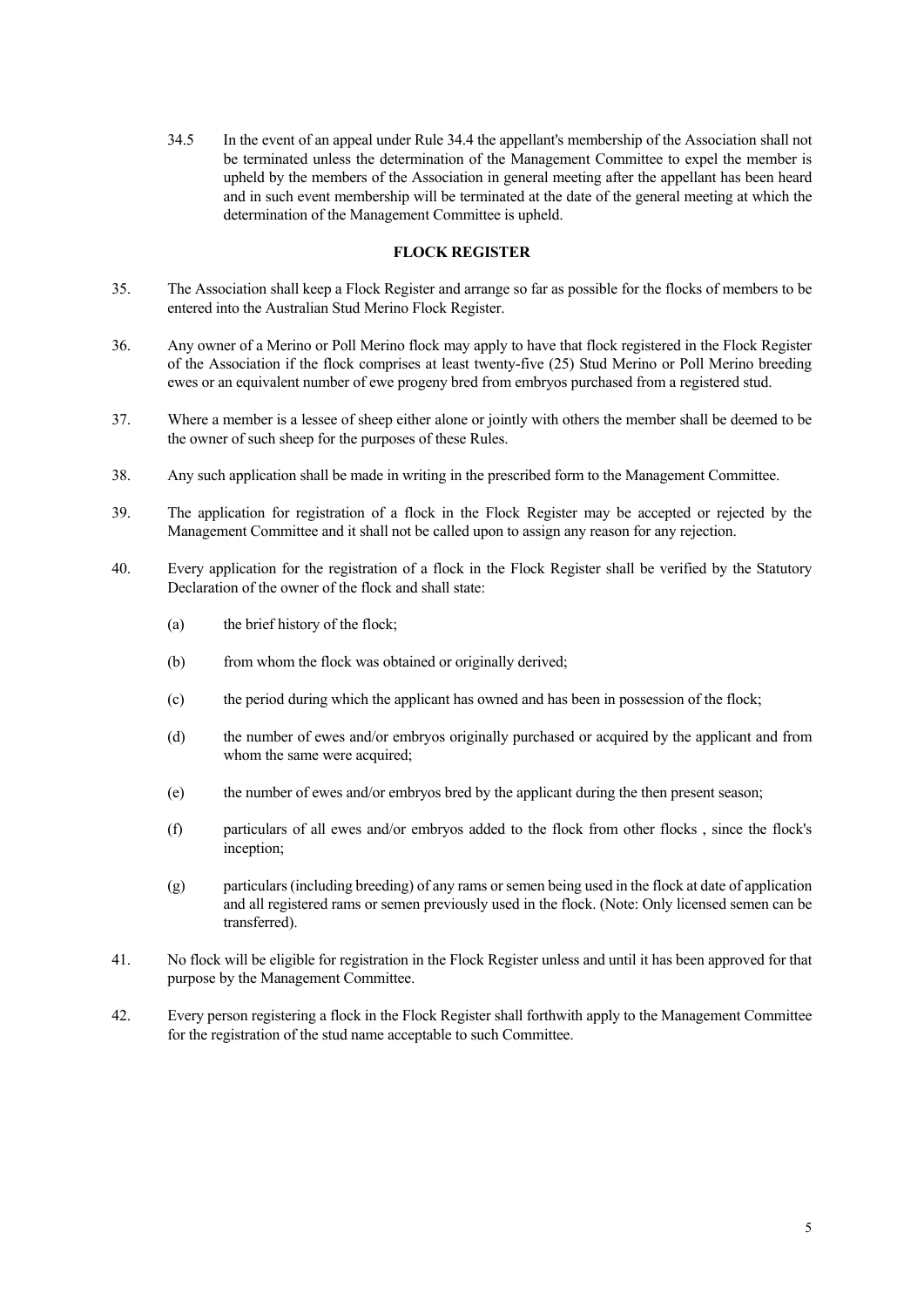34.5 In the event of an appeal under Rule 34.4 the appellant's membership of the Association shall not be terminated unless the determination of the Management Committee to expel the member is upheld by the members of the Association in general meeting after the appellant has been heard and in such event membership will be terminated at the date of the general meeting at which the determination of the Management Committee is upheld.

## FLOCK REGISTER

35. The Association shall keep a Flock Register and arrange so far as possible for the flocks of members to be entered into the Australian Stud Merino Flock Register.

36. Any owner of a Merino or Poll Merino flock may apply to have that flock registered in the Flock Register of the Association if the flock comprises at least twenty-five (25) Stud Merino or Poll Merino breeding ewes or an equivalent number of ewe progeny bred from embryos purchased from a registered stud.

37. Where a member is a lessee of sheep either alone or jointly with others the member shall be deemed to be the owner of such sheep for the purposes of these Rules.

38. Any such application shall be made in writing in the prescribed form to the Management Committee.

39. The application for registration of a flock in the Flock Register may be accepted or rejected by the Management Committee and it shall not be called upon to assign any reason for any rejection.

40. Every application for the registration of a flock in the Flock Register shall be verified by the Statutory Declaration of the owner of the flock and shall state:

    (a) the brief history of the flock;

    (b) from whom the flock was obtained or originally derived;

    (c) the period during which the applicant has owned and has been in possession of the flock;

    (d) the number of ewes and/or embryos originally purchased or acquired by the applicant and from whom the same were acquired;

    (e) the number of ewes and/or embryos bred by the applicant during the then present season;

    (f) particulars of all ewes and/or embryos added to the flock from other flocks , since the flock's inception;

    (g) particulars (including breeding) of any rams or semen being used in the flock at date of application and all registered rams or semen previously used in the flock. (Note: Only licensed semen can be transferred).

41. No flock will be eligible for registration in the Flock Register unless and until it has been approved for that purpose by the Management Committee.

42. Every person registering a flock in the Flock Register shall forthwith apply to the Management Committee for the registration of the stud name acceptable to such Committee.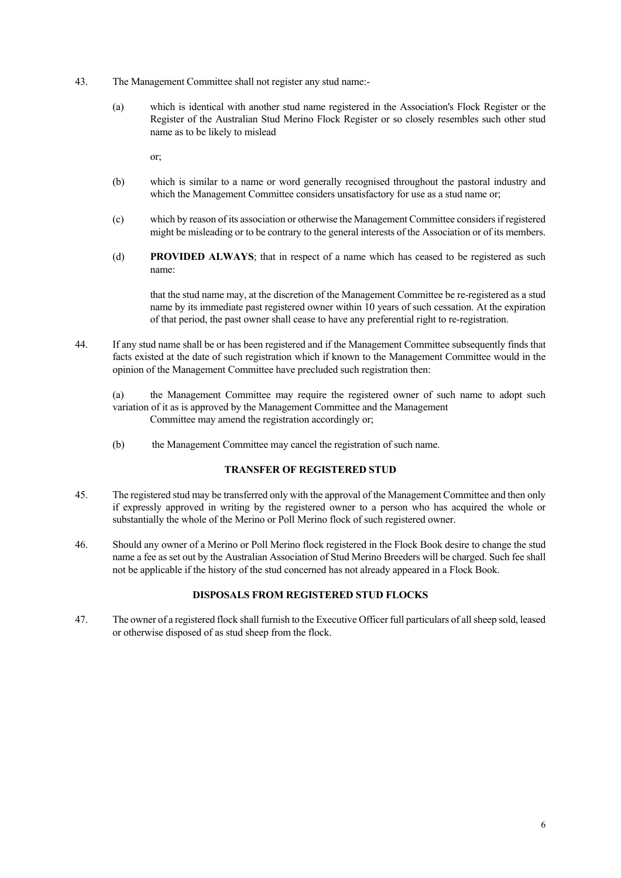43. The Management Committee shall not register any stud name:-

    (a) which is identical with another stud name registered in the Association's Flock Register or the Register of the Australian Stud Merino Flock Register or so closely resembles such other stud name as to be likely to mislead

    or;

    (b) which is similar to a name or word generally recognised throughout the pastoral industry and which the Management Committee considers unsatisfactory for use as a stud name or;

    (c) which by reason of its association or otherwise the Management Committee considers if registered might be misleading or to be contrary to the general interests of the Association or of its members.

    (d) **PROVIDED ALWAYS**; that in respect of a name which has ceased to be registered as such name:

    that the stud name may, at the discretion of the Management Committee be re-registered as a stud name by its immediate past registered owner within 10 years of such cessation. At the expiration of that period, the past owner shall cease to have any preferential right to re-registration.

44. If any stud name shall be or has been registered and if the Management Committee subsequently finds that facts existed at the date of such registration which if known to the Management Committee would in the opinion of the Management Committee have precluded such registration then:

    (a) the Management Committee may require the registered owner of such name to adopt such variation of it as is approved by the Management Committee and the Management Committee may amend the registration accordingly or;

    (b) the Management Committee may cancel the registration of such name.

### TRANSFER OF REGISTERED STUD

45. The registered stud may be transferred only with the approval of the Management Committee and then only if expressly approved in writing by the registered owner to a person who has acquired the whole or substantially the whole of the Merino or Poll Merino flock of such registered owner.

46. Should any owner of a Merino or Poll Merino flock registered in the Flock Book desire to change the stud name a fee as set out by the Australian Association of Stud Merino Breeders will be charged. Such fee shall not be applicable if the history of the stud concerned has not already appeared in a Flock Book.

### DISPOSALS FROM REGISTERED STUD FLOCKS

47. The owner of a registered flock shall furnish to the Executive Officer full particulars of all sheep sold, leased or otherwise disposed of as stud sheep from the flock.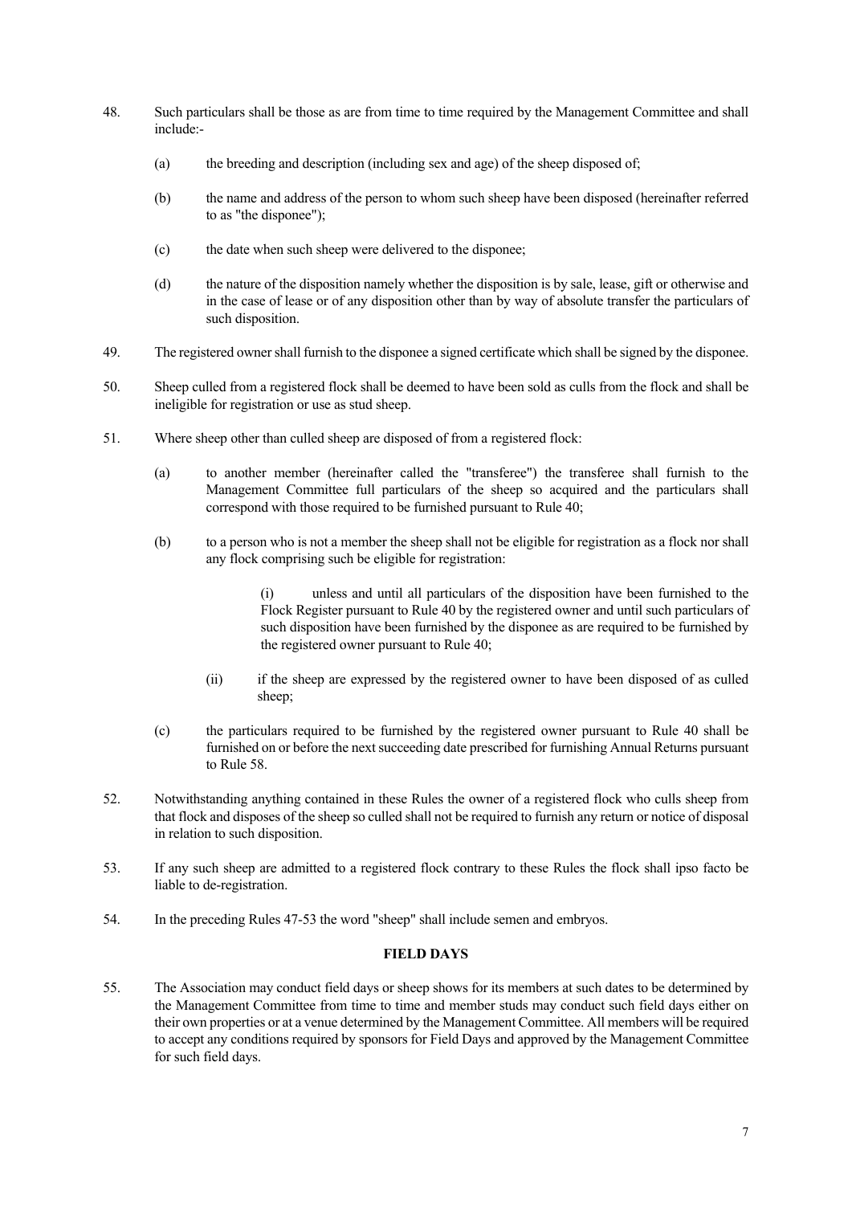48. Such particulars shall be those as are from time to time required by the Management Committee and shall include:-

    (a) the breeding and description (including sex and age) of the sheep disposed of;

    (b) the name and address of the person to whom such sheep have been disposed (hereinafter referred to as "the disponee");

    (c) the date when such sheep were delivered to the disponee;

    (d) the nature of the disposition namely whether the disposition is by sale, lease, gift or otherwise and in the case of lease or of any disposition other than by way of absolute transfer the particulars of such disposition.

49. The registered owner shall furnish to the disponee a signed certificate which shall be signed by the disponee.

50. Sheep culled from a registered flock shall be deemed to have been sold as culls from the flock and shall be ineligible for registration or use as stud sheep.

51. Where sheep other than culled sheep are disposed of from a registered flock:

    (a) to another member (hereinafter called the "transferee") the transferee shall furnish to the Management Committee full particulars of the sheep so acquired and the particulars shall correspond with those required to be furnished pursuant to Rule 40;

    (b) to a person who is not a member the sheep shall not be eligible for registration as a flock nor shall any flock comprising such be eligible for registration:

        (i) unless and until all particulars of the disposition have been furnished to the Flock Register pursuant to Rule 40 by the registered owner and until such particulars of such disposition have been furnished by the disponee as are required to be furnished by the registered owner pursuant to Rule 40;

        (ii) if the sheep are expressed by the registered owner to have been disposed of as culled sheep;

    (c) the particulars required to be furnished by the registered owner pursuant to Rule 40 shall be furnished on or before the next succeeding date prescribed for furnishing Annual Returns pursuant to Rule 58.

52. Notwithstanding anything contained in these Rules the owner of a registered flock who culls sheep from that flock and disposes of the sheep so culled shall not be required to furnish any return or notice of disposal in relation to such disposition.

53. If any such sheep are admitted to a registered flock contrary to these Rules the flock shall ipso facto be liable to de-registration.

54. In the preceding Rules 47-53 the word "sheep" shall include semen and embryos.

## FIELD DAYS

55. The Association may conduct field days or sheep shows for its members at such dates to be determined by the Management Committee from time to time and member studs may conduct such field days either on their own properties or at a venue determined by the Management Committee. All members will be required to accept any conditions required by sponsors for Field Days and approved by the Management Committee for such field days.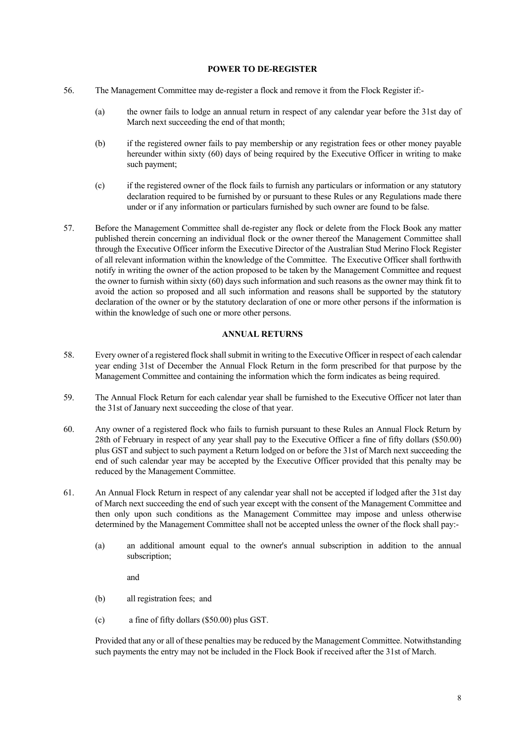## POWER TO DE-REGISTER

56. The Management Committee may de-register a flock and remove it from the Flock Register if:-

    (a) the owner fails to lodge an annual return in respect of any calendar year before the 31st day of March next succeeding the end of that month;

    (b) if the registered owner fails to pay membership or any registration fees or other money payable hereunder within sixty (60) days of being required by the Executive Officer in writing to make such payment;

    (c) if the registered owner of the flock fails to furnish any particulars or information or any statutory declaration required to be furnished by or pursuant to these Rules or any Regulations made there under or if any information or particulars furnished by such owner are found to be false.

57. Before the Management Committee shall de-register any flock or delete from the Flock Book any matter published therein concerning an individual flock or the owner thereof the Management Committee shall through the Executive Officer inform the Executive Director of the Australian Stud Merino Flock Register of all relevant information within the knowledge of the Committee. The Executive Officer shall forthwith notify in writing the owner of the action proposed to be taken by the Management Committee and request the owner to furnish within sixty (60) days such information and such reasons as the owner may think fit to avoid the action so proposed and all such information and reasons shall be supported by the statutory declaration of the owner or by the statutory declaration of one or more other persons if the information is within the knowledge of such one or more other persons.

## ANNUAL RETURNS

58. Every owner of a registered flock shall submit in writing to the Executive Officer in respect of each calendar year ending 31st of December the Annual Flock Return in the form prescribed for that purpose by the Management Committee and containing the information which the form indicates as being required.

59. The Annual Flock Return for each calendar year shall be furnished to the Executive Officer not later than the 31st of January next succeeding the close of that year.

60. Any owner of a registered flock who fails to furnish pursuant to these Rules an Annual Flock Return by 28th of February in respect of any year shall pay to the Executive Officer a fine of fifty dollars ($50.00) plus GST and subject to such payment a Return lodged on or before the 31st of March next succeeding the end of such calendar year may be accepted by the Executive Officer provided that this penalty may be reduced by the Management Committee.

61. An Annual Flock Return in respect of any calendar year shall not be accepted if lodged after the 31st day of March next succeeding the end of such year except with the consent of the Management Committee and then only upon such conditions as the Management Committee may impose and unless otherwise determined by the Management Committee shall not be accepted unless the owner of the flock shall pay:-

    (a) an additional amount equal to the owner's annual subscription in addition to the annual subscription;

    and

    (b) all registration fees; and

    (c) a fine of fifty dollars ($50.00) plus GST.

    Provided that any or all of these penalties may be reduced by the Management Committee. Notwithstanding such payments the entry may not be included in the Flock Book if received after the 31st of March.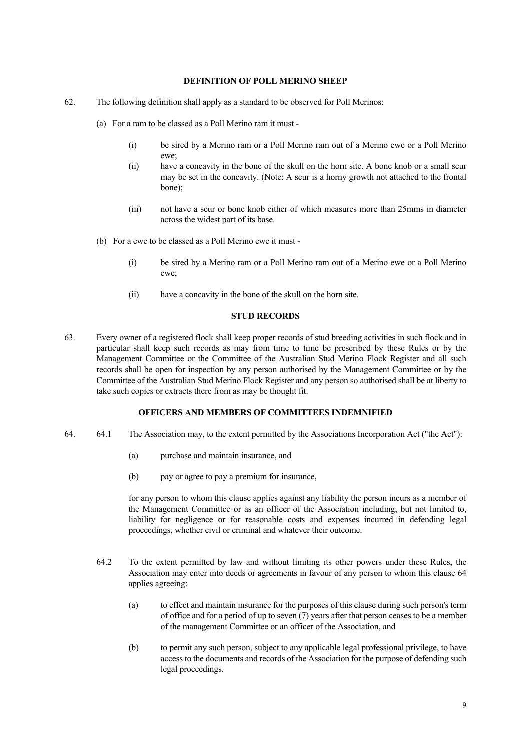## DEFINITION OF POLL MERINO SHEEP

62. The following definition shall apply as a standard to be observed for Poll Merinos:

  (a) For a ram to be classed as a Poll Merino ram it must -

    (i) be sired by a Merino ram or a Poll Merino ram out of a Merino ewe or a Poll Merino ewe;

    (ii) have a concavity in the bone of the skull on the horn site. A bone knob or a small scur may be set in the concavity. (Note: A scur is a horny growth not attached to the frontal bone);

    (iii) not have a scur or bone knob either of which measures more than 25mms in diameter across the widest part of its base.

  (b) For a ewe to be classed as a Poll Merino ewe it must -

    (i) be sired by a Merino ram or a Poll Merino ram out of a Merino ewe or a Poll Merino ewe;

    (ii) have a concavity in the bone of the skull on the horn site.

## STUD RECORDS

63. Every owner of a registered flock shall keep proper records of stud breeding activities in such flock and in particular shall keep such records as may from time to time be prescribed by these Rules or by the Management Committee or the Committee of the Australian Stud Merino Flock Register and all such records shall be open for inspection by any person authorised by the Management Committee or by the Committee of the Australian Stud Merino Flock Register and any person so authorised shall be at liberty to take such copies or extracts there from as may be thought fit.

## OFFICERS AND MEMBERS OF COMMITTEES INDEMNIFIED

64. 64.1 The Association may, to the extent permitted by the Associations Incorporation Act ("the Act"):

  (a) purchase and maintain insurance, and

  (b) pay or agree to pay a premium for insurance,

  for any person to whom this clause applies against any liability the person incurs as a member of the Management Committee or as an officer of the Association including, but not limited to, liability for negligence or for reasonable costs and expenses incurred in defending legal proceedings, whether civil or criminal and whatever their outcome.

64.2 To the extent permitted by law and without limiting its other powers under these Rules, the Association may enter into deeds or agreements in favour of any person to whom this clause 64 applies agreeing:

  (a) to effect and maintain insurance for the purposes of this clause during such person's term of office and for a period of up to seven (7) years after that person ceases to be a member of the management Committee or an officer of the Association, and

  (b) to permit any such person, subject to any applicable legal professional privilege, to have access to the documents and records of the Association for the purpose of defending such legal proceedings.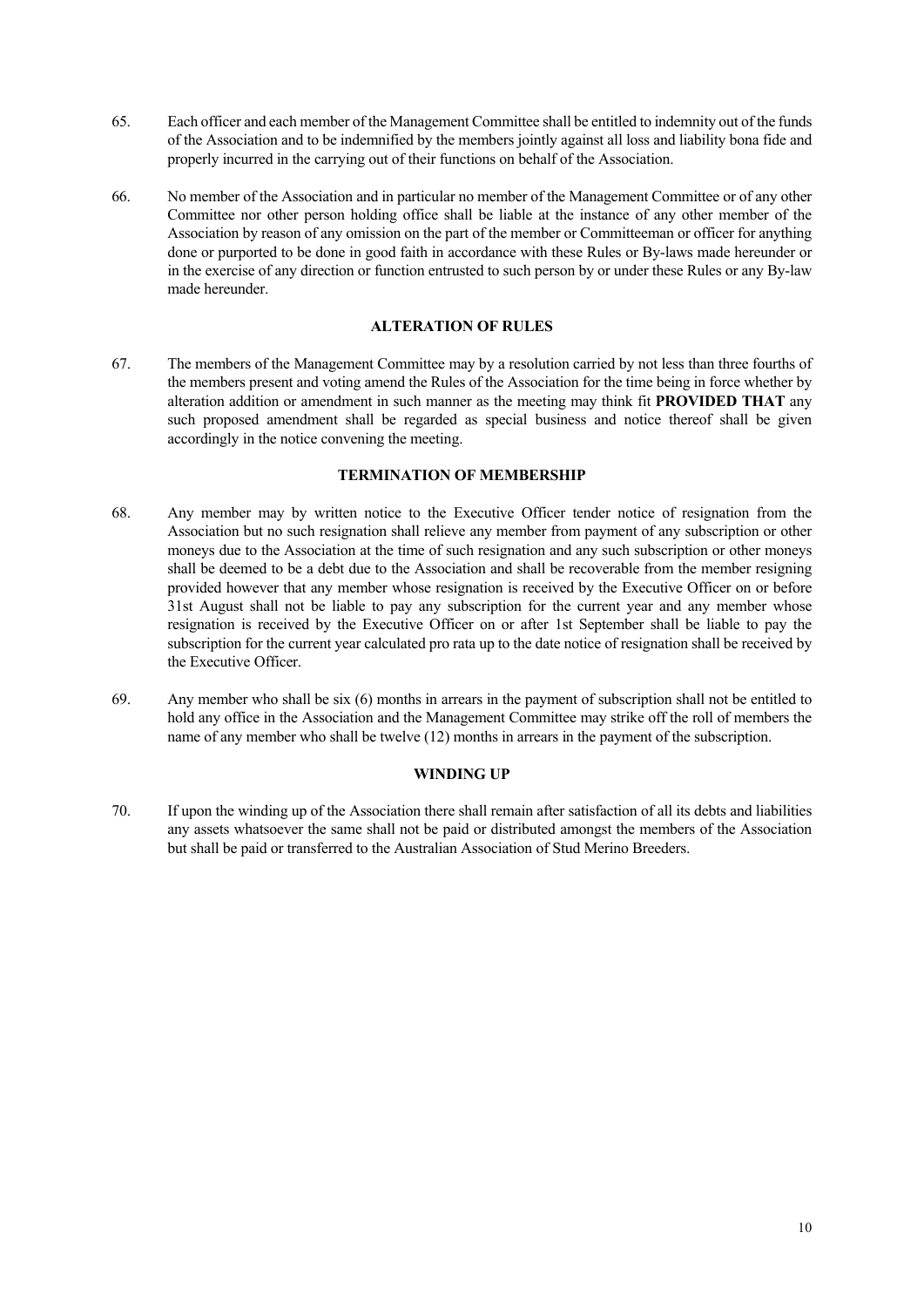65. Each officer and each member of the Management Committee shall be entitled to indemnity out of the funds of the Association and to be indemnified by the members jointly against all loss and liability bona fide and properly incurred in the carrying out of their functions on behalf of the Association.

66. No member of the Association and in particular no member of the Management Committee or of any other Committee nor other person holding office shall be liable at the instance of any other member of the Association by reason of any omission on the part of the member or Committeeman or officer for anything done or purported to be done in good faith in accordance with these Rules or By-laws made hereunder or in the exercise of any direction or function entrusted to such person by or under these Rules or any By-law made hereunder.

## ALTERATION OF RULES

67. The members of the Management Committee may by a resolution carried by not less than three fourths of the members present and voting amend the Rules of the Association for the time being in force whether by alteration addition or amendment in such manner as the meeting may think fit **PROVIDED THAT** any such proposed amendment shall be regarded as special business and notice thereof shall be given accordingly in the notice convening the meeting.

## TERMINATION OF MEMBERSHIP

68. Any member may by written notice to the Executive Officer tender notice of resignation from the Association but no such resignation shall relieve any member from payment of any subscription or other moneys due to the Association at the time of such resignation and any such subscription or other moneys shall be deemed to be a debt due to the Association and shall be recoverable from the member resigning provided however that any member whose resignation is received by the Executive Officer on or before 31st August shall not be liable to pay any subscription for the current year and any member whose resignation is received by the Executive Officer on or after 1st September shall be liable to pay the subscription for the current year calculated pro rata up to the date notice of resignation shall be received by the Executive Officer.

69. Any member who shall be six (6) months in arrears in the payment of subscription shall not be entitled to hold any office in the Association and the Management Committee may strike off the roll of members the name of any member who shall be twelve (12) months in arrears in the payment of the subscription.

## WINDING UP

70. If upon the winding up of the Association there shall remain after satisfaction of all its debts and liabilities any assets whatsoever the same shall not be paid or distributed amongst the members of the Association but shall be paid or transferred to the Australian Association of Stud Merino Breeders.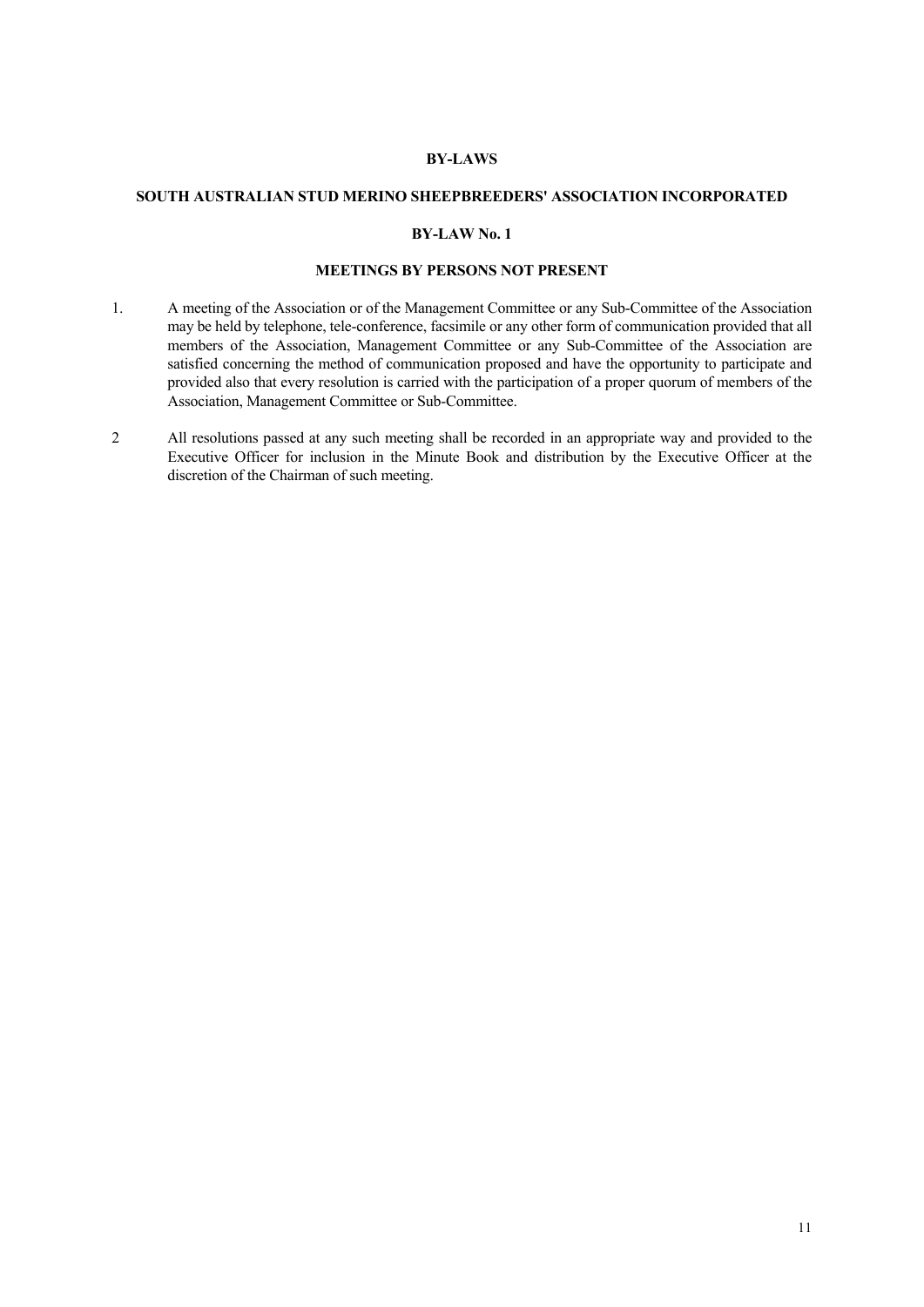# BY-LAWS

## SOUTH AUSTRALIAN STUD MERINO SHEEPBREEDERS' ASSOCIATION INCORPORATED

## BY-LAW No. 1

### MEETINGS BY PERSONS NOT PRESENT

1. A meeting of the Association or of the Management Committee or any Sub-Committee of the Association may be held by telephone, tele-conference, facsimile or any other form of communication provided that all members of the Association, Management Committee or any Sub-Committee of the Association are satisfied concerning the method of communication proposed and have the opportunity to participate and provided also that every resolution is carried with the participation of a proper quorum of members of the Association, Management Committee or Sub-Committee.

2 All resolutions passed at any such meeting shall be recorded in an appropriate way and provided to the Executive Officer for inclusion in the Minute Book and distribution by the Executive Officer at the discretion of the Chairman of such meeting.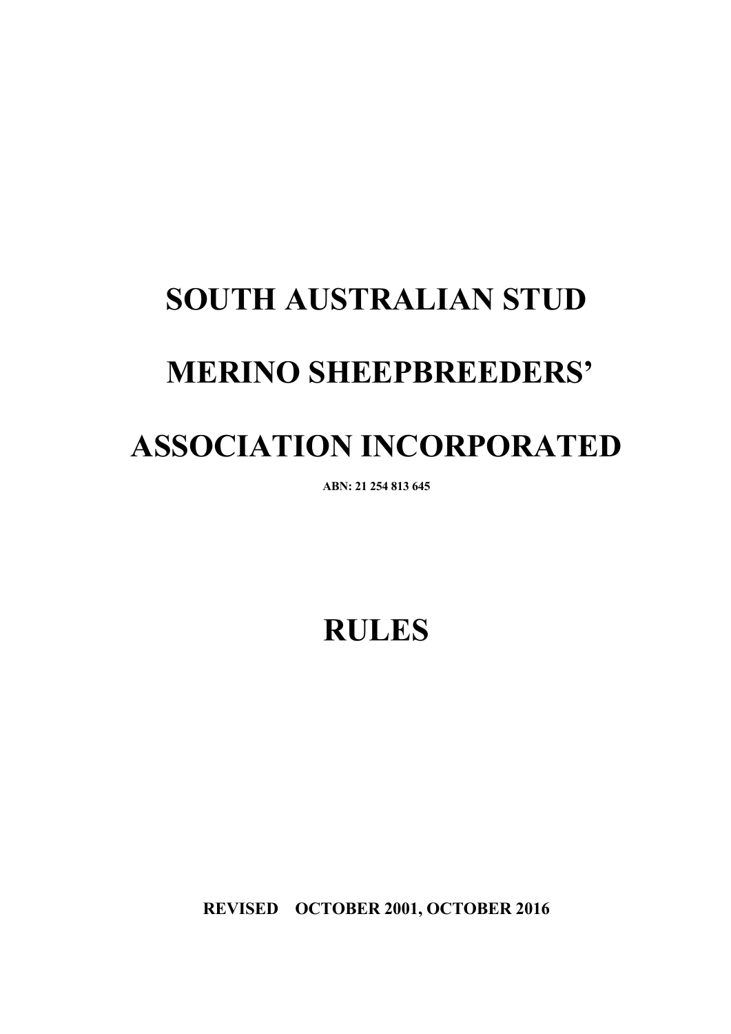# SOUTH AUSTRALIAN STUD

# MERINO SHEEPBREEDERS'

# ASSOCIATION INCORPORATED

**ABN: 21 254 813 645**

# RULES

**REVISED OCTOBER 2001, OCTOBER 2016**